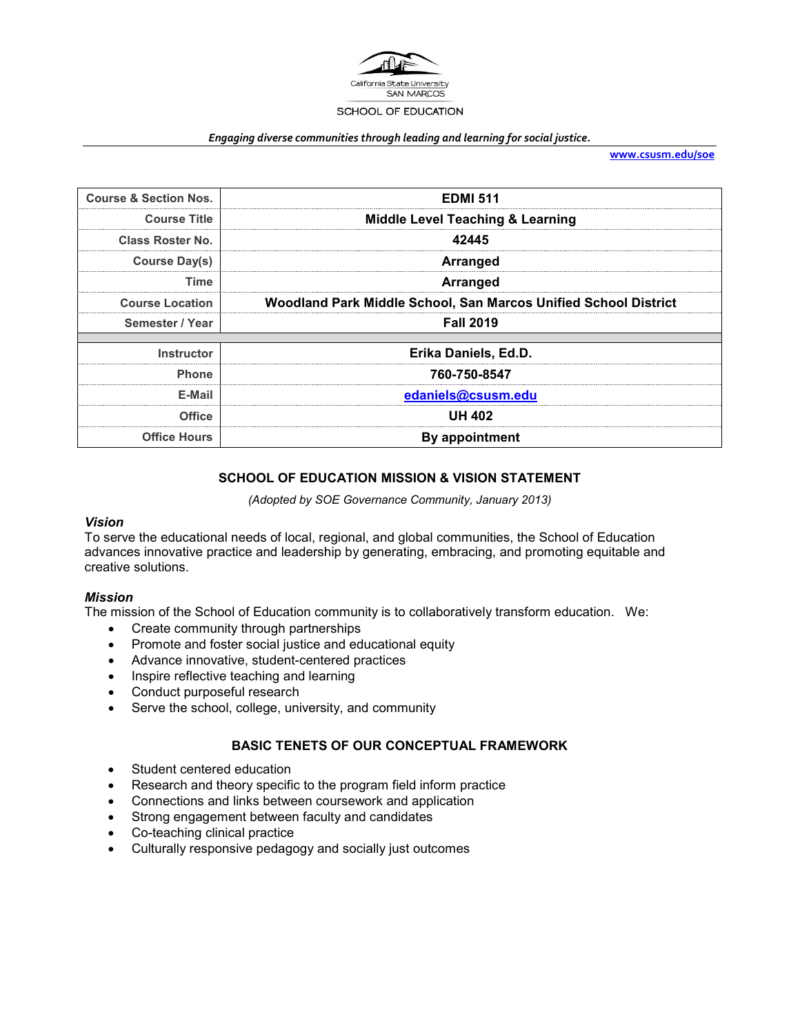California State University
SAN MARCOS
SCHOOL OF EDUCATION

*Engaging diverse communities through leading and learning for social justice.*

www.csusm.edu/soe

| Course & Section Nos. | EDMI 511 |
|---|---|
| Course Title | Middle Level Teaching & Learning |
| Class Roster No. | 42445 |
| Course Day(s) | Arranged |
| Time | Arranged |
| Course Location | Woodland Park Middle School, San Marcos Unified School District |
| Semester / Year | Fall 2019 |
| | |
| Instructor | Erika Daniels, Ed.D. |
| Phone | 760-750-8547 |
| E-Mail | edaniels@csusm.edu |
| Office | UH 402 |
| Office Hours | By appointment |

## SCHOOL OF EDUCATION MISSION & VISION STATEMENT

*(Adopted by SOE Governance Community, January 2013)*

### *Vision*

To serve the educational needs of local, regional, and global communities, the School of Education advances innovative practice and leadership by generating, embracing, and promoting equitable and creative solutions.

### *Mission*

The mission of the School of Education community is to collaboratively transform education. We:

- Create community through partnerships
- Promote and foster social justice and educational equity
- Advance innovative, student-centered practices
- Inspire reflective teaching and learning
- Conduct purposeful research
- Serve the school, college, university, and community

## BASIC TENETS OF OUR CONCEPTUAL FRAMEWORK

- Student centered education
- Research and theory specific to the program field inform practice
- Connections and links between coursework and application
- Strong engagement between faculty and candidates
- Co-teaching clinical practice
- Culturally responsive pedagogy and socially just outcomes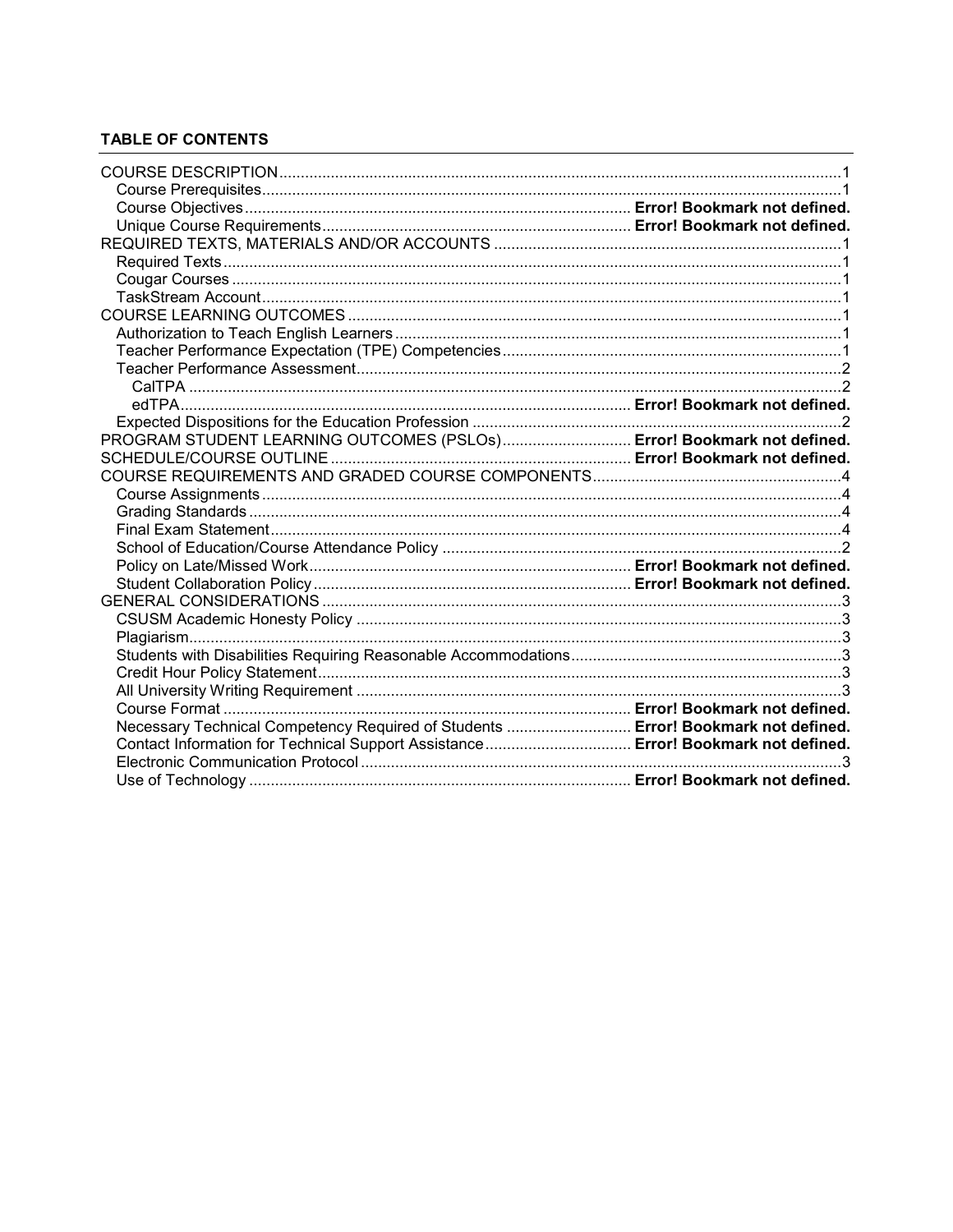**TABLE OF CONTENTS**

- COURSE DESCRIPTION ... 1
  - Course Prerequisites ... 1
  - Course Objectives ... **Error! Bookmark not defined.**
  - Unique Course Requirements ... **Error! Bookmark not defined.**
- REQUIRED TEXTS, MATERIALS AND/OR ACCOUNTS ... 1
  - Required Texts ... 1
  - Cougar Courses ... 1
  - TaskStream Account ... 1
- COURSE LEARNING OUTCOMES ... 1
  - Authorization to Teach English Learners ... 1
  - Teacher Performance Expectation (TPE) Competencies ... 1
  - Teacher Performance Assessment ... 2
    - CalTPA ... 2
    - edTPA ... **Error! Bookmark not defined.**
  - Expected Dispositions for the Education Profession ... 2
- PROGRAM STUDENT LEARNING OUTCOMES (PSLOs) ... **Error! Bookmark not defined.**
- SCHEDULE/COURSE OUTLINE ... **Error! Bookmark not defined.**
- COURSE REQUIREMENTS AND GRADED COURSE COMPONENTS ... 4
  - Course Assignments ... 4
  - Grading Standards ... 4
  - Final Exam Statement ... 4
  - School of Education/Course Attendance Policy ... 2
  - Policy on Late/Missed Work ... **Error! Bookmark not defined.**
  - Student Collaboration Policy ... **Error! Bookmark not defined.**
- GENERAL CONSIDERATIONS ... 3
  - CSUSM Academic Honesty Policy ... 3
  - Plagiarism ... 3
  - Students with Disabilities Requiring Reasonable Accommodations ... 3
  - Credit Hour Policy Statement ... 3
  - All University Writing Requirement ... 3
  - Course Format ... **Error! Bookmark not defined.**
  - Necessary Technical Competency Required of Students ... **Error! Bookmark not defined.**
  - Contact Information for Technical Support Assistance ... **Error! Bookmark not defined.**
  - Electronic Communication Protocol ... 3
  - Use of Technology ... **Error! Bookmark not defined.**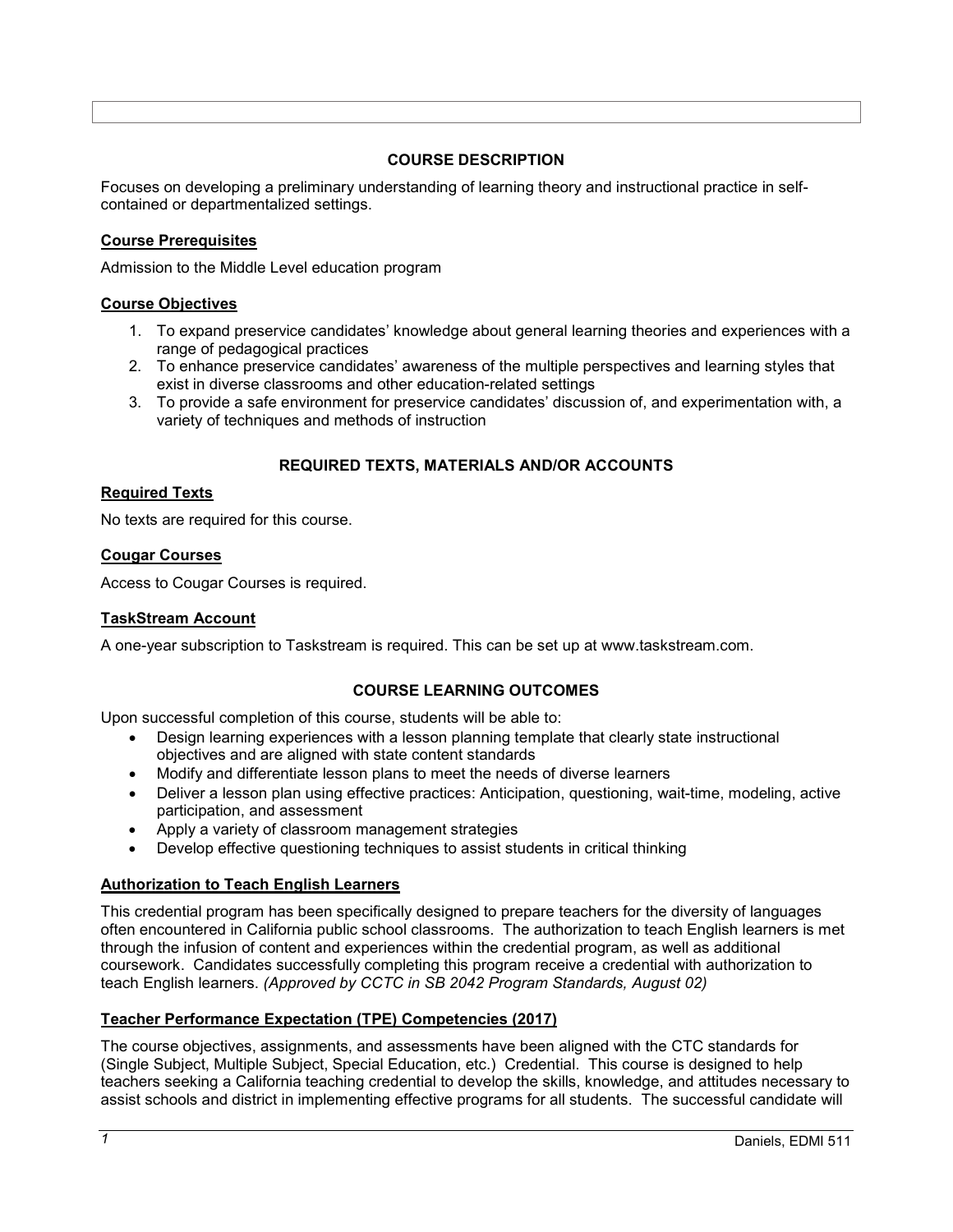## COURSE DESCRIPTION

Focuses on developing a preliminary understanding of learning theory and instructional practice in self-contained or departmentalized settings.

### Course Prerequisites

Admission to the Middle Level education program

### Course Objectives

1. To expand preservice candidates' knowledge about general learning theories and experiences with a range of pedagogical practices
2. To enhance preservice candidates' awareness of the multiple perspectives and learning styles that exist in diverse classrooms and other education-related settings
3. To provide a safe environment for preservice candidates' discussion of, and experimentation with, a variety of techniques and methods of instruction

## REQUIRED TEXTS, MATERIALS AND/OR ACCOUNTS

### Required Texts

No texts are required for this course.

### Cougar Courses

Access to Cougar Courses is required.

### TaskStream Account

A one-year subscription to Taskstream is required. This can be set up at www.taskstream.com.

## COURSE LEARNING OUTCOMES

Upon successful completion of this course, students will be able to:

- Design learning experiences with a lesson planning template that clearly state instructional objectives and are aligned with state content standards
- Modify and differentiate lesson plans to meet the needs of diverse learners
- Deliver a lesson plan using effective practices: Anticipation, questioning, wait-time, modeling, active participation, and assessment
- Apply a variety of classroom management strategies
- Develop effective questioning techniques to assist students in critical thinking

### Authorization to Teach English Learners

This credential program has been specifically designed to prepare teachers for the diversity of languages often encountered in California public school classrooms. The authorization to teach English learners is met through the infusion of content and experiences within the credential program, as well as additional coursework. Candidates successfully completing this program receive a credential with authorization to teach English learners. *(Approved by CCTC in SB 2042 Program Standards, August 02)*

### Teacher Performance Expectation (TPE) Competencies (2017)

The course objectives, assignments, and assessments have been aligned with the CTC standards for (Single Subject, Multiple Subject, Special Education, etc.) Credential. This course is designed to help teachers seeking a California teaching credential to develop the skills, knowledge, and attitudes necessary to assist schools and district in implementing effective programs for all students. The successful candidate will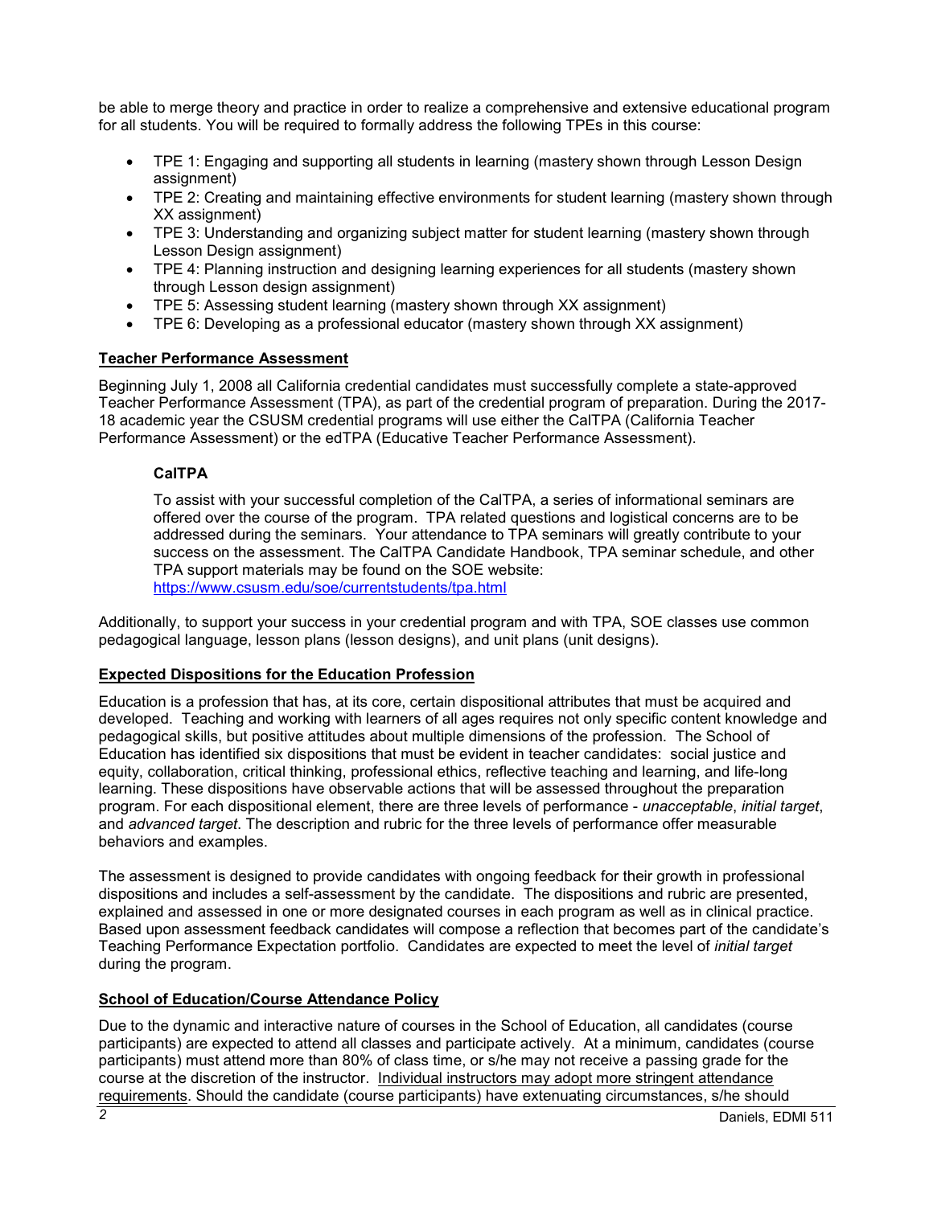be able to merge theory and practice in order to realize a comprehensive and extensive educational program for all students. You will be required to formally address the following TPEs in this course:

- TPE 1: Engaging and supporting all students in learning (mastery shown through Lesson Design assignment)
- TPE 2: Creating and maintaining effective environments for student learning (mastery shown through XX assignment)
- TPE 3: Understanding and organizing subject matter for student learning (mastery shown through Lesson Design assignment)
- TPE 4: Planning instruction and designing learning experiences for all students (mastery shown through Lesson design assignment)
- TPE 5: Assessing student learning (mastery shown through XX assignment)
- TPE 6: Developing as a professional educator (mastery shown through XX assignment)

## Teacher Performance Assessment

Beginning July 1, 2008 all California credential candidates must successfully complete a state-approved Teacher Performance Assessment (TPA), as part of the credential program of preparation. During the 2017-18 academic year the CSUSM credential programs will use either the CalTPA (California Teacher Performance Assessment) or the edTPA (Educative Teacher Performance Assessment).

### CalTPA

To assist with your successful completion of the CalTPA, a series of informational seminars are offered over the course of the program. TPA related questions and logistical concerns are to be addressed during the seminars. Your attendance to TPA seminars will greatly contribute to your success on the assessment. The CalTPA Candidate Handbook, TPA seminar schedule, and other TPA support materials may be found on the SOE website: https://www.csusm.edu/soe/currentstudents/tpa.html

Additionally, to support your success in your credential program and with TPA, SOE classes use common pedagogical language, lesson plans (lesson designs), and unit plans (unit designs).

## Expected Dispositions for the Education Profession

Education is a profession that has, at its core, certain dispositional attributes that must be acquired and developed. Teaching and working with learners of all ages requires not only specific content knowledge and pedagogical skills, but positive attitudes about multiple dimensions of the profession. The School of Education has identified six dispositions that must be evident in teacher candidates: social justice and equity, collaboration, critical thinking, professional ethics, reflective teaching and learning, and life-long learning. These dispositions have observable actions that will be assessed throughout the preparation program. For each dispositional element, there are three levels of performance - *unacceptable*, *initial target*, and *advanced target*. The description and rubric for the three levels of performance offer measurable behaviors and examples.

The assessment is designed to provide candidates with ongoing feedback for their growth in professional dispositions and includes a self-assessment by the candidate. The dispositions and rubric are presented, explained and assessed in one or more designated courses in each program as well as in clinical practice. Based upon assessment feedback candidates will compose a reflection that becomes part of the candidate's Teaching Performance Expectation portfolio. Candidates are expected to meet the level of *initial target* during the program.

## School of Education/Course Attendance Policy

Due to the dynamic and interactive nature of courses in the School of Education, all candidates (course participants) are expected to attend all classes and participate actively. At a minimum, candidates (course participants) must attend more than 80% of class time, or s/he may not receive a passing grade for the course at the discretion of the instructor. Individual instructors may adopt more stringent attendance requirements. Should the candidate (course participants) have extenuating circumstances, s/he should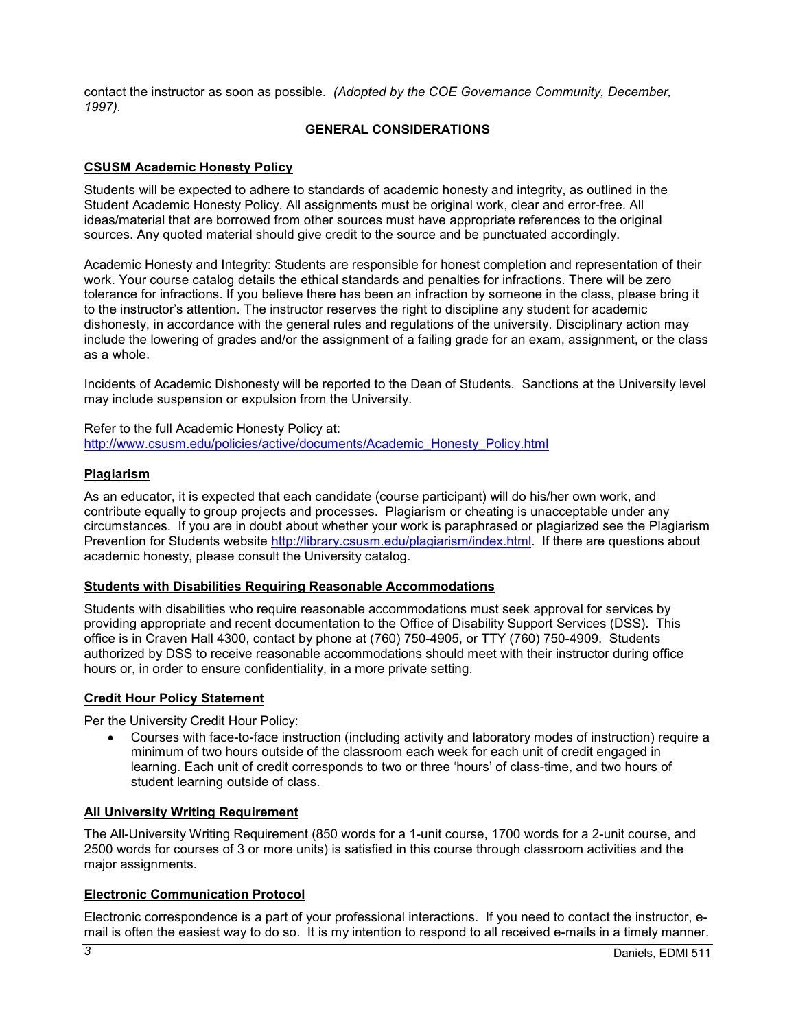contact the instructor as soon as possible. *(Adopted by the COE Governance Community, December, 1997).*

## GENERAL CONSIDERATIONS

### CSUSM Academic Honesty Policy

Students will be expected to adhere to standards of academic honesty and integrity, as outlined in the Student Academic Honesty Policy. All assignments must be original work, clear and error-free. All ideas/material that are borrowed from other sources must have appropriate references to the original sources. Any quoted material should give credit to the source and be punctuated accordingly.

Academic Honesty and Integrity: Students are responsible for honest completion and representation of their work. Your course catalog details the ethical standards and penalties for infractions. There will be zero tolerance for infractions. If you believe there has been an infraction by someone in the class, please bring it to the instructor's attention. The instructor reserves the right to discipline any student for academic dishonesty, in accordance with the general rules and regulations of the university. Disciplinary action may include the lowering of grades and/or the assignment of a failing grade for an exam, assignment, or the class as a whole.

Incidents of Academic Dishonesty will be reported to the Dean of Students. Sanctions at the University level may include suspension or expulsion from the University.

Refer to the full Academic Honesty Policy at:
http://www.csusm.edu/policies/active/documents/Academic_Honesty_Policy.html

### Plagiarism

As an educator, it is expected that each candidate (course participant) will do his/her own work, and contribute equally to group projects and processes. Plagiarism or cheating is unacceptable under any circumstances. If you are in doubt about whether your work is paraphrased or plagiarized see the Plagiarism Prevention for Students website http://library.csusm.edu/plagiarism/index.html. If there are questions about academic honesty, please consult the University catalog.

### Students with Disabilities Requiring Reasonable Accommodations

Students with disabilities who require reasonable accommodations must seek approval for services by providing appropriate and recent documentation to the Office of Disability Support Services (DSS). This office is in Craven Hall 4300, contact by phone at (760) 750-4905, or TTY (760) 750-4909. Students authorized by DSS to receive reasonable accommodations should meet with their instructor during office hours or, in order to ensure confidentiality, in a more private setting.

### Credit Hour Policy Statement

Per the University Credit Hour Policy:

- Courses with face-to-face instruction (including activity and laboratory modes of instruction) require a minimum of two hours outside of the classroom each week for each unit of credit engaged in learning. Each unit of credit corresponds to two or three 'hours' of class-time, and two hours of student learning outside of class.

### All University Writing Requirement

The All-University Writing Requirement (850 words for a 1-unit course, 1700 words for a 2-unit course, and 2500 words for courses of 3 or more units) is satisfied in this course through classroom activities and the major assignments.

### Electronic Communication Protocol

Electronic correspondence is a part of your professional interactions. If you need to contact the instructor, e-mail is often the easiest way to do so. It is my intention to respond to all received e-mails in a timely manner.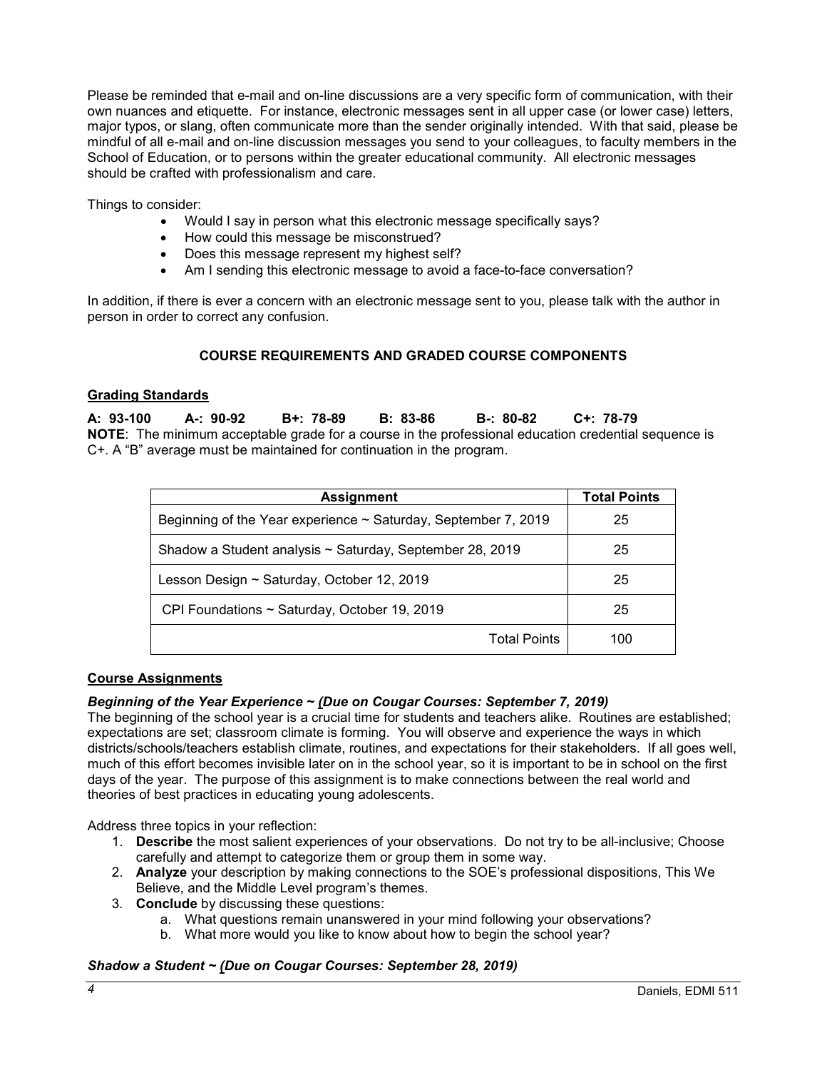Please be reminded that e-mail and on-line discussions are a very specific form of communication, with their own nuances and etiquette. For instance, electronic messages sent in all upper case (or lower case) letters, major typos, or slang, often communicate more than the sender originally intended. With that said, please be mindful of all e-mail and on-line discussion messages you send to your colleagues, to faculty members in the School of Education, or to persons within the greater educational community. All electronic messages should be crafted with professionalism and care.

Things to consider:

- Would I say in person what this electronic message specifically says?
- How could this message be misconstrued?
- Does this message represent my highest self?
- Am I sending this electronic message to avoid a face-to-face conversation?

In addition, if there is ever a concern with an electronic message sent to you, please talk with the author in person in order to correct any confusion.

## COURSE REQUIREMENTS AND GRADED COURSE COMPONENTS

### Grading Standards

**A: 93-100 A-: 90-92 B+: 78-89 B: 83-86 B-: 80-82 C+: 78-79**

**NOTE**: The minimum acceptable grade for a course in the professional education credential sequence is C+. A "B" average must be maintained for continuation in the program.

| Assignment | Total Points |
|---|---|
| Beginning of the Year experience ~ Saturday, September 7, 2019 | 25 |
| Shadow a Student analysis ~ Saturday, September 28, 2019 | 25 |
| Lesson Design ~ Saturday, October 12, 2019 | 25 |
| CPI Foundations ~ Saturday, October 19, 2019 | 25 |
| Total Points | 100 |

### Course Assignments

***Beginning of the Year Experience ~ (Due on Cougar Courses: September 7, 2019)***

The beginning of the school year is a crucial time for students and teachers alike. Routines are established; expectations are set; classroom climate is forming. You will observe and experience the ways in which districts/schools/teachers establish climate, routines, and expectations for their stakeholders. If all goes well, much of this effort becomes invisible later on in the school year, so it is important to be in school on the first days of the year. The purpose of this assignment is to make connections between the real world and theories of best practices in educating young adolescents.

Address three topics in your reflection:

1. **Describe** the most salient experiences of your observations. Do not try to be all-inclusive; Choose carefully and attempt to categorize them or group them in some way.
2. **Analyze** your description by making connections to the SOE's professional dispositions, This We Believe, and the Middle Level program's themes.
3. **Conclude** by discussing these questions:
   a. What questions remain unanswered in your mind following your observations?
   b. What more would you like to know about how to begin the school year?

***Shadow a Student ~ (Due on Cougar Courses: September 28, 2019)***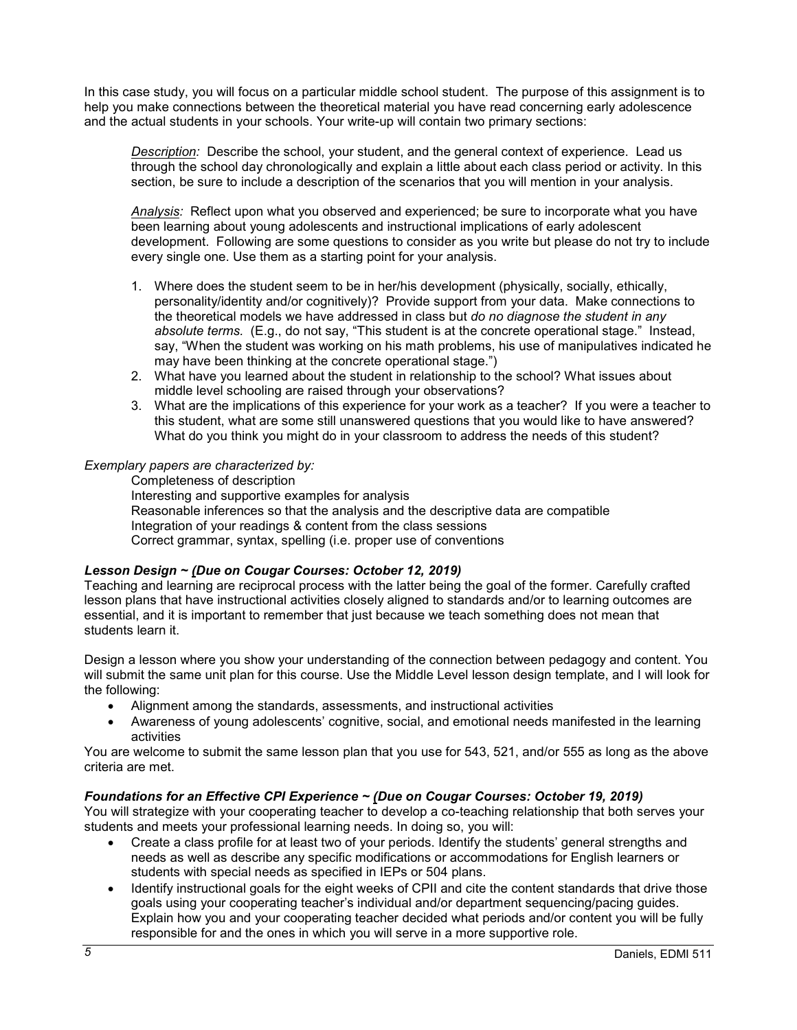In this case study, you will focus on a particular middle school student. The purpose of this assignment is to help you make connections between the theoretical material you have read concerning early adolescence and the actual students in your schools. Your write-up will contain two primary sections:

*Description:* Describe the school, your student, and the general context of experience. Lead us through the school day chronologically and explain a little about each class period or activity. In this section, be sure to include a description of the scenarios that you will mention in your analysis.

*Analysis:* Reflect upon what you observed and experienced; be sure to incorporate what you have been learning about young adolescents and instructional implications of early adolescent development. Following are some questions to consider as you write but please do not try to include every single one. Use them as a starting point for your analysis.

1. Where does the student seem to be in her/his development (physically, socially, ethically, personality/identity and/or cognitively)? Provide support from your data. Make connections to the theoretical models we have addressed in class but *do no diagnose the student in any absolute terms.* (E.g., do not say, "This student is at the concrete operational stage." Instead, say, "When the student was working on his math problems, his use of manipulatives indicated he may have been thinking at the concrete operational stage.")
2. What have you learned about the student in relationship to the school? What issues about middle level schooling are raised through your observations?
3. What are the implications of this experience for your work as a teacher? If you were a teacher to this student, what are some still unanswered questions that you would like to have answered? What do you think you might do in your classroom to address the needs of this student?

*Exemplary papers are characterized by:*

Completeness of description
Interesting and supportive examples for analysis
Reasonable inferences so that the analysis and the descriptive data are compatible
Integration of your readings & content from the class sessions
Correct grammar, syntax, spelling (i.e. proper use of conventions

### *Lesson Design ~ (Due on Cougar Courses: October 12, 2019)*

Teaching and learning are reciprocal process with the latter being the goal of the former. Carefully crafted lesson plans that have instructional activities closely aligned to standards and/or to learning outcomes are essential, and it is important to remember that just because we teach something does not mean that students learn it.

Design a lesson where you show your understanding of the connection between pedagogy and content. You will submit the same unit plan for this course. Use the Middle Level lesson design template, and I will look for the following:

- Alignment among the standards, assessments, and instructional activities
- Awareness of young adolescents' cognitive, social, and emotional needs manifested in the learning activities

You are welcome to submit the same lesson plan that you use for 543, 521, and/or 555 as long as the above criteria are met.

### *Foundations for an Effective CPI Experience ~ (Due on Cougar Courses: October 19, 2019)*

You will strategize with your cooperating teacher to develop a co-teaching relationship that both serves your students and meets your professional learning needs. In doing so, you will:

- Create a class profile for at least two of your periods. Identify the students' general strengths and needs as well as describe any specific modifications or accommodations for English learners or students with special needs as specified in IEPs or 504 plans.
- Identify instructional goals for the eight weeks of CPII and cite the content standards that drive those goals using your cooperating teacher's individual and/or department sequencing/pacing guides. Explain how you and your cooperating teacher decided what periods and/or content you will be fully responsible for and the ones in which you will serve in a more supportive role.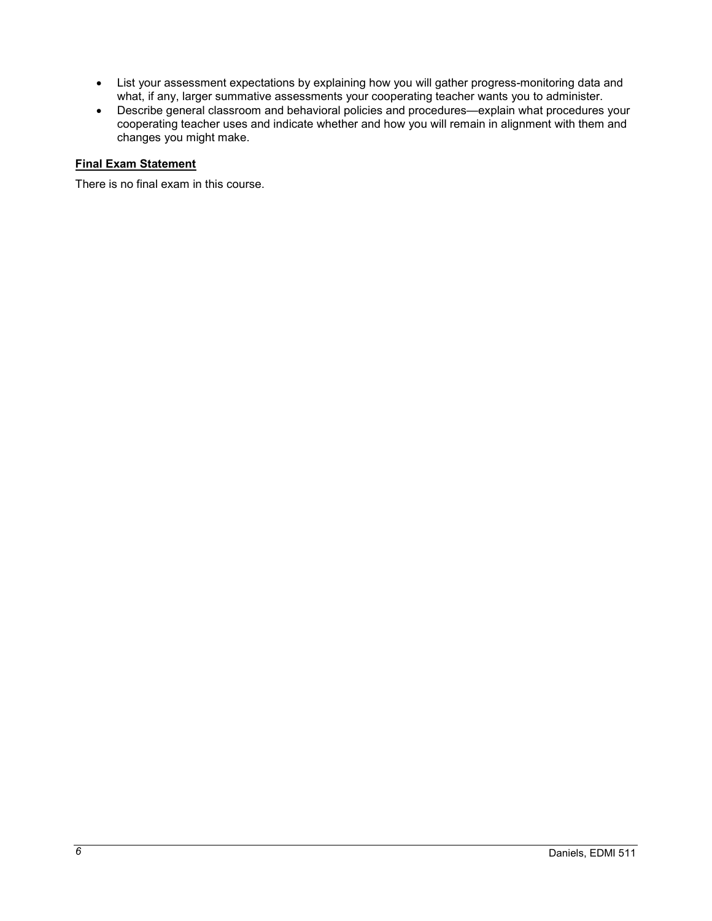- List your assessment expectations by explaining how you will gather progress-monitoring data and what, if any, larger summative assessments your cooperating teacher wants you to administer.
- Describe general classroom and behavioral policies and procedures—explain what procedures your cooperating teacher uses and indicate whether and how you will remain in alignment with them and changes you might make.

**Final Exam Statement**

There is no final exam in this course.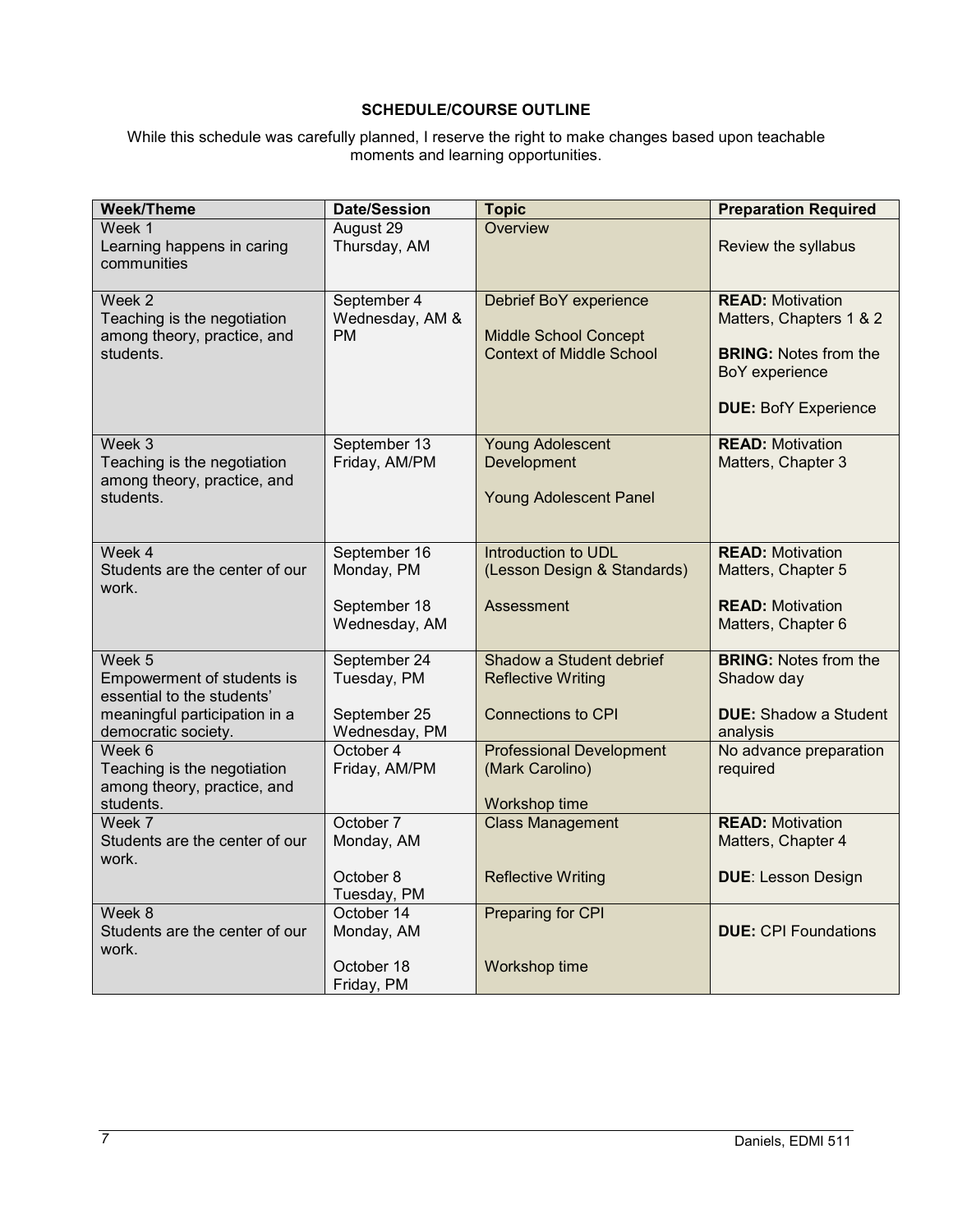## SCHEDULE/COURSE OUTLINE

While this schedule was carefully planned, I reserve the right to make changes based upon teachable moments and learning opportunities.

| Week/Theme | Date/Session | Topic | Preparation Required |
|---|---|---|---|
| Week 1<br>Learning happens in caring communities | August 29<br>Thursday, AM | Overview | Review the syllabus |
| Week 2<br>Teaching is the negotiation among theory, practice, and students. | September 4<br>Wednesday, AM & PM | Debrief BoY experience<br><br>Middle School Concept<br>Context of Middle School | **READ:** Motivation Matters, Chapters 1 & 2<br><br>**BRING:** Notes from the BoY experience<br><br>**DUE:** BofY Experience |
| Week 3<br>Teaching is the negotiation among theory, practice, and students. | September 13<br>Friday, AM/PM | Young Adolescent Development<br><br>Young Adolescent Panel | **READ:** Motivation Matters, Chapter 3 |
| Week 4<br>Students are the center of our work. | September 16<br>Monday, PM<br><br>September 18<br>Wednesday, AM | Introduction to UDL (Lesson Design & Standards)<br><br>Assessment | **READ:** Motivation Matters, Chapter 5<br><br>**READ:** Motivation Matters, Chapter 6 |
| Week 5<br>Empowerment of students is essential to the students' meaningful participation in a democratic society. | September 24<br>Tuesday, PM<br><br>September 25<br>Wednesday, PM | Shadow a Student debrief<br>Reflective Writing<br><br>Connections to CPI | **BRING:** Notes from the Shadow day<br><br>**DUE:** Shadow a Student analysis |
| Week 6<br>Teaching is the negotiation among theory, practice, and students. | October 4<br>Friday, AM/PM | Professional Development (Mark Carolino)<br><br>Workshop time | No advance preparation required |
| Week 7<br>Students are the center of our work. | October 7<br>Monday, AM<br><br>October 8<br>Tuesday, PM | Class Management<br><br>Reflective Writing | **READ:** Motivation Matters, Chapter 4<br><br>**DUE**: Lesson Design |
| Week 8<br>Students are the center of our work. | October 14<br>Monday, AM<br><br>October 18<br>Friday, PM | Preparing for CPI<br><br>Workshop time | **DUE:** CPI Foundations |